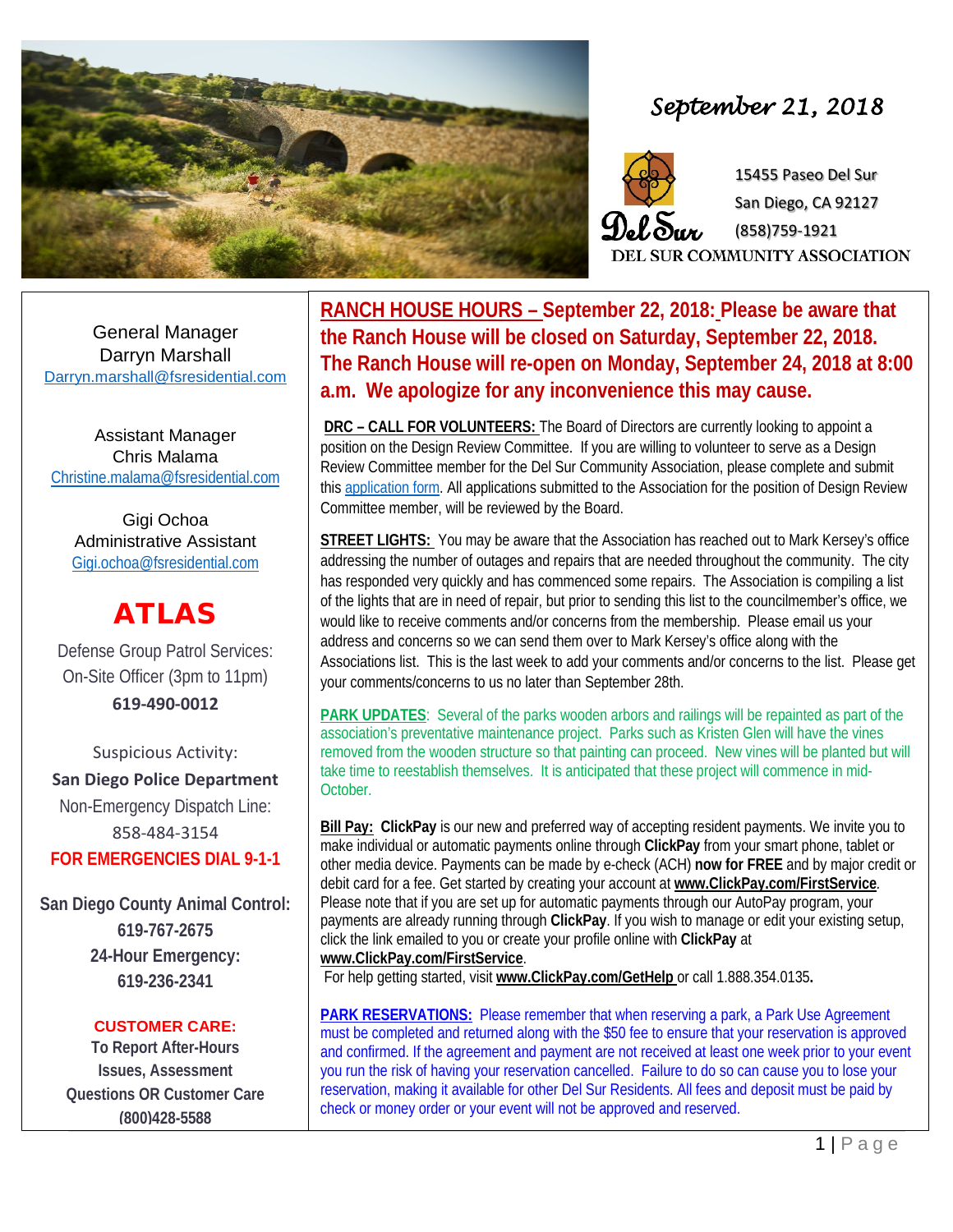*September 21, 2018*

15455 Paseo Del Sur
San Diego, CA 92127
(858)759-1921

DEL SUR COMMUNITY ASSOCIATION

General Manager
Darryn Marshall
Darryn.marshall@fsresidential.com

Assistant Manager
Chris Malama
Christine.malama@fsresidential.com

Gigi Ochoa
Administrative Assistant
Gigi.ochoa@fsresidential.com

## ATLAS

Defense Group Patrol Services:
On-Site Officer (3pm to 11pm)
**619-490-0012**

Suspicious Activity:
**San Diego Police Department**
Non-Emergency Dispatch Line:
858-484-3154
**FOR EMERGENCIES DIAL 9-1-1**

**San Diego County Animal Control:**
**619-767-2675**
**24-Hour Emergency:**
**619-236-2341**

**CUSTOMER CARE:**
**To Report After-Hours Issues, Assessment Questions OR Customer Care**
**(800)428-5588**

**RANCH HOUSE HOURS – September 22, 2018: Please be aware that the Ranch House will be closed on Saturday, September 22, 2018. The Ranch House will re-open on Monday, September 24, 2018 at 8:00 a.m. We apologize for any inconvenience this may cause.**

**DRC – CALL FOR VOLUNTEERS:** The Board of Directors are currently looking to appoint a position on the Design Review Committee. If you are willing to volunteer to serve as a Design Review Committee member for the Del Sur Community Association, please complete and submit this application form. All applications submitted to the Association for the position of Design Review Committee member, will be reviewed by the Board.

**STREET LIGHTS:** You may be aware that the Association has reached out to Mark Kersey's office addressing the number of outages and repairs that are needed throughout the community. The city has responded very quickly and has commenced some repairs. The Association is compiling a list of the lights that are in need of repair, but prior to sending this list to the councilmember's office, we would like to receive comments and/or concerns from the membership. Please email us your address and concerns so we can send them over to Mark Kersey's office along with the Associations list. This is the last week to add your comments and/or concerns to the list. Please get your comments/concerns to us no later than September 28th.

**PARK UPDATES**: Several of the parks wooden arbors and railings will be repainted as part of the association's preventative maintenance project. Parks such as Kristen Glen will have the vines removed from the wooden structure so that painting can proceed. New vines will be planted but will take time to reestablish themselves. It is anticipated that these project will commence in mid-October.

**Bill Pay:** **ClickPay** is our new and preferred way of accepting resident payments. We invite you to make individual or automatic payments online through **ClickPay** from your smart phone, tablet or other media device. Payments can be made by e-check (ACH) **now for FREE** and by major credit or debit card for a fee. Get started by creating your account at **www.ClickPay.com/FirstService**. Please note that if you are set up for automatic payments through our AutoPay program, your payments are already running through **ClickPay**. If you wish to manage or edit your existing setup, click the link emailed to you or create your profile online with **ClickPay** at **www.ClickPay.com/FirstService**.
For help getting started, visit **www.ClickPay.com/GetHelp** or call 1.888.354.0135**.**

**PARK RESERVATIONS:** Please remember that when reserving a park, a Park Use Agreement must be completed and returned along with the $50 fee to ensure that your reservation is approved and confirmed. If the agreement and payment are not received at least one week prior to your event you run the risk of having your reservation cancelled. Failure to do so can cause you to lose your reservation, making it available for other Del Sur Residents. All fees and deposit must be paid by check or money order or your event will not be approved and reserved.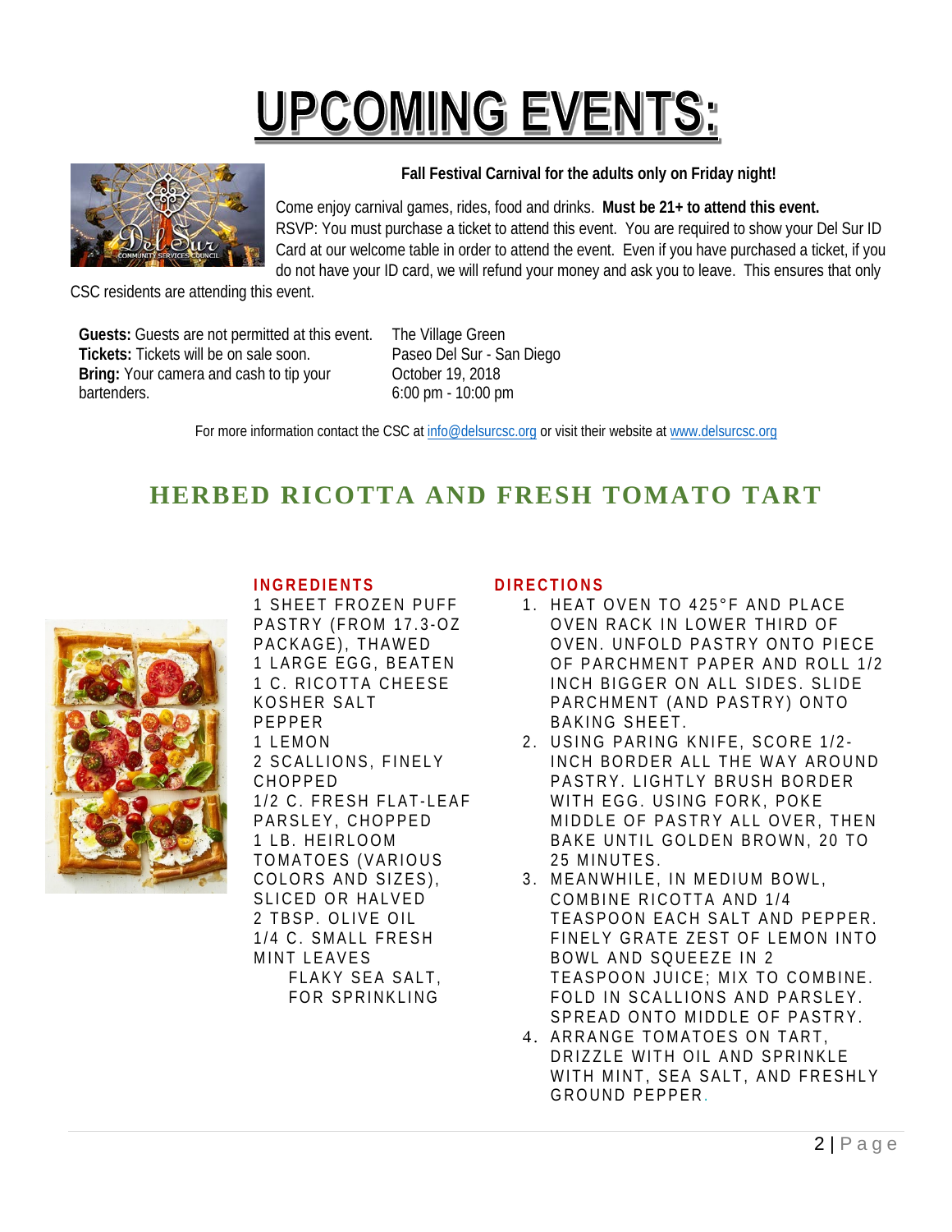# UPCOMING EVENTS:

**Fall Festival Carnival for the adults only on Friday night!**

Come enjoy carnival games, rides, food and drinks. **Must be 21+ to attend this event.** RSVP: You must purchase a ticket to attend this event. You are required to show your Del Sur ID Card at our welcome table in order to attend the event. Even if you have purchased a ticket, if you do not have your ID card, we will refund your money and ask you to leave. This ensures that only CSC residents are attending this event.

**Guests:** Guests are not permitted at this event.
**Tickets:** Tickets will be on sale soon.
**Bring:** Your camera and cash to tip your bartenders.

The Village Green
Paseo Del Sur - San Diego
October 19, 2018
6:00 pm - 10:00 pm

For more information contact the CSC at info@delsurcsc.org or visit their website at www.delsurcsc.org

## HERBED RICOTTA AND FRESH TOMATO TART

### INGREDIENTS

1 SHEET FROZEN PUFF PASTRY (FROM 17.3-OZ PACKAGE), THAWED
1 LARGE EGG, BEATEN
1 C. RICOTTA CHEESE
KOSHER SALT
PEPPER
1 LEMON
2 SCALLIONS, FINELY CHOPPED
1/2 C. FRESH FLAT-LEAF PARSLEY, CHOPPED
1 LB. HEIRLOOM TOMATOES (VARIOUS COLORS AND SIZES), SLICED OR HALVED
2 TBSP. OLIVE OIL
1/4 C. SMALL FRESH MINT LEAVES
FLAKY SEA SALT, FOR SPRINKLING

### DIRECTIONS

1. HEAT OVEN TO 425°F AND PLACE OVEN RACK IN LOWER THIRD OF OVEN. UNFOLD PASTRY ONTO PIECE OF PARCHMENT PAPER AND ROLL 1/2 INCH BIGGER ON ALL SIDES. SLIDE PARCHMENT (AND PASTRY) ONTO BAKING SHEET.
2. USING PARING KNIFE, SCORE 1/2-INCH BORDER ALL THE WAY AROUND PASTRY. LIGHTLY BRUSH BORDER WITH EGG. USING FORK, POKE MIDDLE OF PASTRY ALL OVER, THEN BAKE UNTIL GOLDEN BROWN, 20 TO 25 MINUTES.
3. MEANWHILE, IN MEDIUM BOWL, COMBINE RICOTTA AND 1/4 TEASPOON EACH SALT AND PEPPER. FINELY GRATE ZEST OF LEMON INTO BOWL AND SQUEEZE IN 2 TEASPOON JUICE; MIX TO COMBINE. FOLD IN SCALLIONS AND PARSLEY. SPREAD ONTO MIDDLE OF PASTRY.
4. ARRANGE TOMATOES ON TART, DRIZZLE WITH OIL AND SPRINKLE WITH MINT, SEA SALT, AND FRESHLY GROUND PEPPER.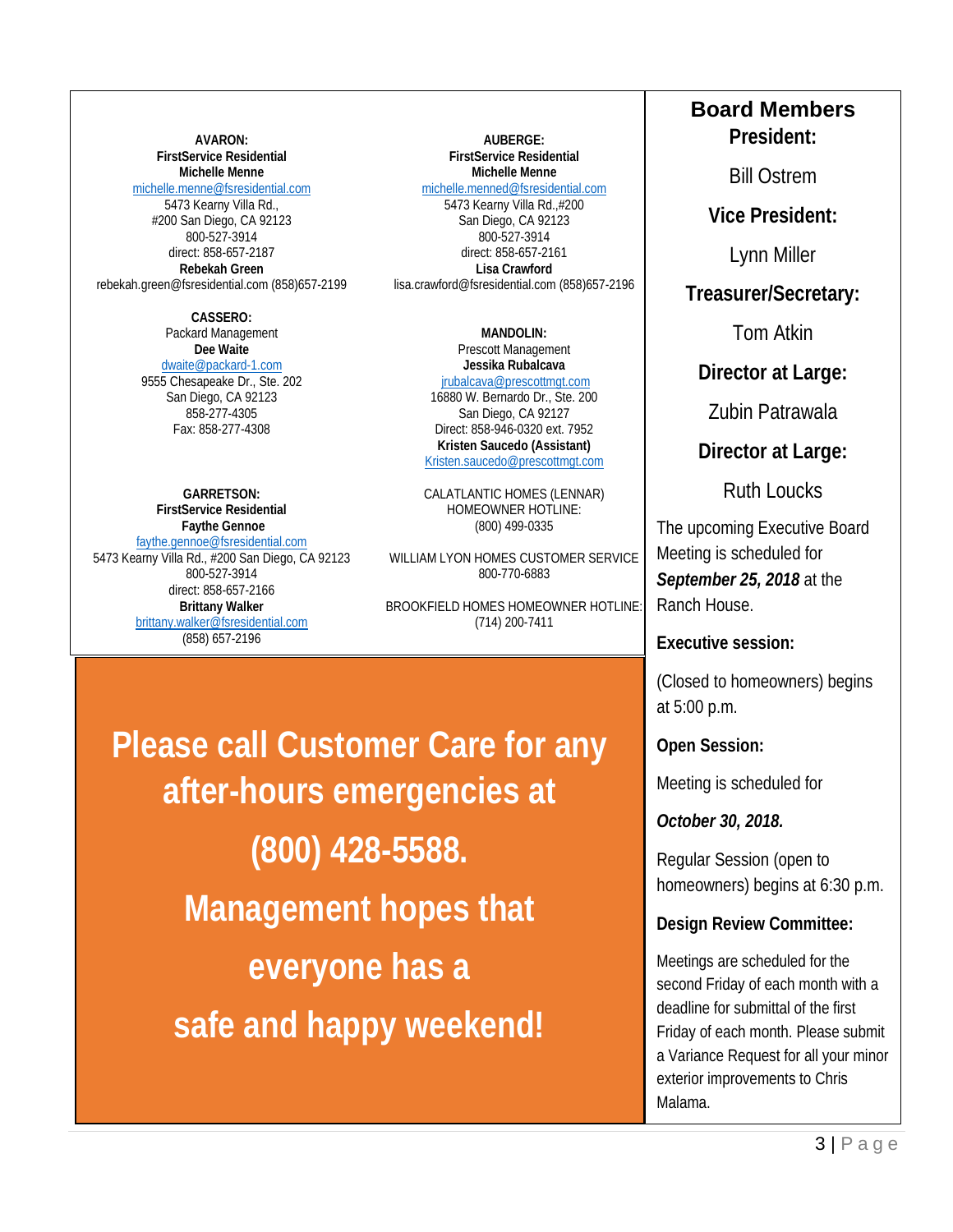**AVARON:**
**FirstService Residential**
**Michelle Menne**
michelle.menne@fsresidential.com
5473 Kearny Villa Rd.,
#200 San Diego, CA 92123
800-527-3914
direct: 858-657-2187
**Rebekah Green**
rebekah.green@fsresidential.com (858)657-2199

**AUBERGE:**
**FirstService Residential**
**Michelle Menne**
michelle.menned@fsresidential.com
5473 Kearny Villa Rd.,#200
San Diego, CA 92123
800-527-3914
direct: 858-657-2161
**Lisa Crawford**
lisa.crawford@fsresidential.com (858)657-2196

**CASSERO:**
Packard Management
**Dee Waite**
dwaite@packard-1.com
9555 Chesapeake Dr., Ste. 202
San Diego, CA 92123
858-277-4305
Fax: 858-277-4308

**MANDOLIN:**
Prescott Management
**Jessika Rubalcava**
jrubalcava@prescottmgt.com
16880 W. Bernardo Dr., Ste. 200
San Diego, CA 92127
Direct: 858-946-0320 ext. 7952
**Kristen Saucedo (Assistant)**
Kristen.saucedo@prescottmgt.com

**GARRETSON:**
**FirstService Residential**
**Faythe Gennoe**
faythe.gennoe@fsresidential.com
5473 Kearny Villa Rd., #200 San Diego, CA 92123
800-527-3914
direct: 858-657-2166
**Brittany Walker**
brittany.walker@fsresidential.com
(858) 657-2196

CALATLANTIC HOMES (LENNAR) HOMEOWNER HOTLINE:
(800) 499-0335

WILLIAM LYON HOMES CUSTOMER SERVICE
800-770-6883

BROOKFIELD HOMES HOMEOWNER HOTLINE:
(714) 200-7411

**Please call Customer Care for any after-hours emergencies at (800) 428-5588.**
**Management hopes that everyone has a safe and happy weekend!**

## Board Members

**President:**

Bill Ostrem

**Vice President:**

Lynn Miller

**Treasurer/Secretary:**

Tom Atkin

**Director at Large:**

Zubin Patrawala

**Director at Large:**

Ruth Loucks

The upcoming Executive Board Meeting is scheduled for ***September 25, 2018*** at the Ranch House.

**Executive session:**

(Closed to homeowners) begins at 5:00 p.m.

**Open Session:**

Meeting is scheduled for

***October 30, 2018.***

Regular Session (open to homeowners) begins at 6:30 p.m.

**Design Review Committee:**

Meetings are scheduled for the second Friday of each month with a deadline for submittal of the first Friday of each month. Please submit a Variance Request for all your minor exterior improvements to Chris Malama.